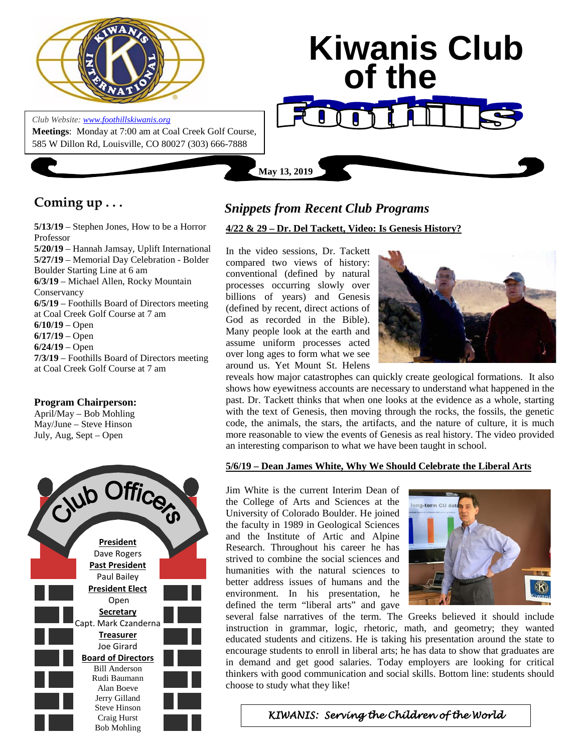# Kiwanis Club of the Foothills

*Club Website: www.foothillskiwanis.org*

**Meetings**: Monday at 7:00 am at Coal Creek Golf Course, 585 W Dillon Rd, Louisville, CO 80027 (303) 666-7888

**May 13, 2019**

## Coming up . . .

**5/13/19** – Stephen Jones, How to be a Horror Professor
**5/20/19** – Hannah Jamsay, Uplift International
**5/27/19** – Memorial Day Celebration - Bolder Boulder Starting Line at 6 am
**6/3/19** – Michael Allen, Rocky Mountain Conservancy
**6/5/19** – Foothills Board of Directors meeting at Coal Creek Golf Course at 7 am
**6/10/19** – Open
**6/17/19** – Open
**6/24/19** – Open
**7/3/19** – Foothills Board of Directors meeting at Coal Creek Golf Course at 7 am

**Program Chairperson:**
April/May – Bob Mohling
May/June – Steve Hinson
July, Aug, Sept – Open

## Club Officers

**President**
Dave Rogers

**Past President**
Paul Bailey

**President Elect**
Open

**Secretary**
Capt. Mark Czanderna

**Treasurer**
Joe Girard

**Board of Directors**
Bill Anderson
Rudi Baumann
Alan Boeve
Jerry Gilland
Steve Hinson
Craig Hurst
Bob Mohling

## *Snippets from Recent Club Programs*

**4/22 & 29 – Dr. Del Tackett, Video: Is Genesis History?**

In the video sessions, Dr. Tackett compared two views of history: conventional (defined by natural processes occurring slowly over billions of years) and Genesis (defined by recent, direct actions of God as recorded in the Bible). Many people look at the earth and assume uniform processes acted over long ages to form what we see around us. Yet Mount St. Helens reveals how major catastrophes can quickly create geological formations. It also shows how eyewitness accounts are necessary to understand what happened in the past. Dr. Tackett thinks that when one looks at the evidence as a whole, starting with the text of Genesis, then moving through the rocks, the fossils, the genetic code, the animals, the stars, the artifacts, and the nature of culture, it is much more reasonable to view the events of Genesis as real history. The video provided an interesting comparison to what we have been taught in school.

**5/6/19 – Dean James White, Why We Should Celebrate the Liberal Arts**

Jim White is the current Interim Dean of the College of Arts and Sciences at the University of Colorado Boulder. He joined the faculty in 1989 in Geological Sciences and the Institute of Artic and Alpine Research. Throughout his career he has strived to combine the social sciences and humanities with the natural sciences to better address issues of humans and the environment. In his presentation, he defined the term "liberal arts" and gave several false narratives of the term. The Greeks believed it should include instruction in grammar, logic, rhetoric, math, and geometry; they wanted educated students and citizens. He is taking his presentation around the state to encourage students to enroll in liberal arts; he has data to show that graduates are in demand and get good salaries. Today employers are looking for critical thinkers with good communication and social skills. Bottom line: students should choose to study what they like!

*KIWANIS: Serving the Children of the World*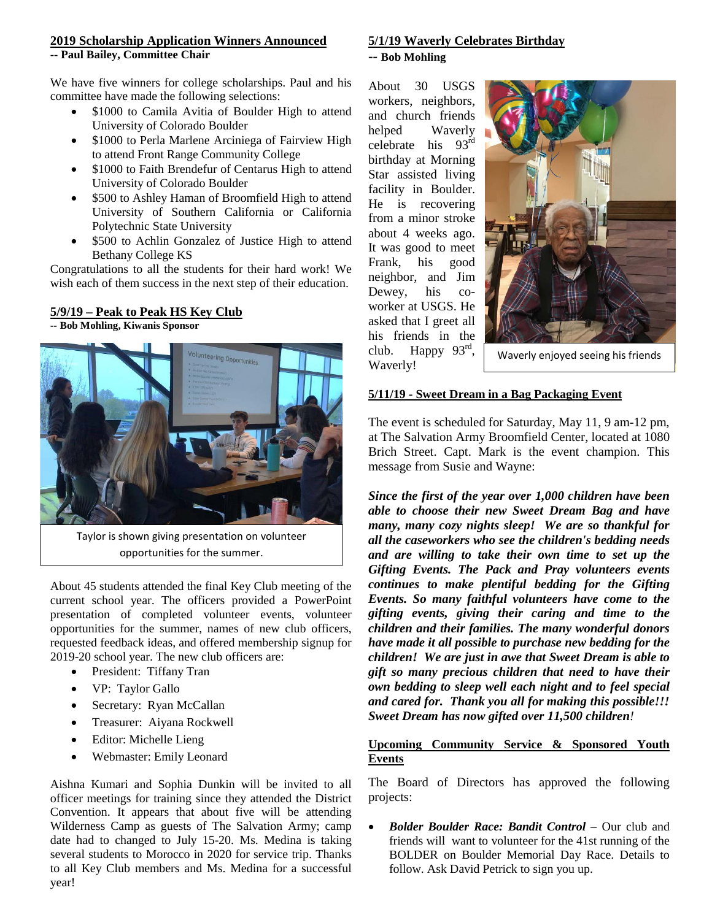## 2019 Scholarship Application Winners Announced

**-- Paul Bailey, Committee Chair**

We have five winners for college scholarships. Paul and his committee have made the following selections:

- $1000 to Camila Avitia of Boulder High to attend University of Colorado Boulder
- $1000 to Perla Marlene Arciniega of Fairview High to attend Front Range Community College
- $1000 to Faith Brendefur of Centarus High to attend University of Colorado Boulder
- $500 to Ashley Haman of Broomfield High to attend University of Southern California or California Polytechnic State University
- $500 to Achlin Gonzalez of Justice High to attend Bethany College KS

Congratulations to all the students for their hard work! We wish each of them success in the next step of their education.

## 5/9/19 – Peak to Peak HS Key Club

**-- Bob Mohling, Kiwanis Sponsor**

Taylor is shown giving presentation on volunteer opportunities for the summer.

About 45 students attended the final Key Club meeting of the current school year. The officers provided a PowerPoint presentation of completed volunteer events, volunteer opportunities for the summer, names of new club officers, requested feedback ideas, and offered membership signup for 2019-20 school year. The new club officers are:

- President: Tiffany Tran
- VP: Taylor Gallo
- Secretary: Ryan McCallan
- Treasurer: Aiyana Rockwell
- Editor: Michelle Lieng
- Webmaster: Emily Leonard

Aishna Kumari and Sophia Dunkin will be invited to all officer meetings for training since they attended the District Convention. It appears that about five will be attending Wilderness Camp as guests of The Salvation Army; camp date had to changed to July 15-20. Ms. Medina is taking several students to Morocco in 2020 for service trip. Thanks to all Key Club members and Ms. Medina for a successful year!

## 5/1/19 Waverly Celebrates Birthday

**-- Bob Mohling**

About 30 USGS workers, neighbors, and church friends helped Waverly celebrate his 93rd birthday at Morning Star assisted living facility in Boulder. He is recovering from a minor stroke about 4 weeks ago. It was good to meet Frank, his good neighbor, and Jim Dewey, his co-worker at USGS. He asked that I greet all his friends in the club. Happy 93rd, Waverly!

Waverly enjoyed seeing his friends

## 5/11/19 - Sweet Dream in a Bag Packaging Event

The event is scheduled for Saturday, May 11, 9 am-12 pm, at The Salvation Army Broomfield Center, located at 1080 Brich Street. Capt. Mark is the event champion. This message from Susie and Wayne:

***Since the first of the year over 1,000 children have been able to choose their new Sweet Dream Bag and have many, many cozy nights sleep! We are so thankful for all the caseworkers who see the children's bedding needs and are willing to take their own time to set up the Gifting Events. The Pack and Pray volunteers events continues to make plentiful bedding for the Gifting Events. So many faithful volunteers have come to the gifting events, giving their caring and time to the children and their families. The many wonderful donors have made it all possible to purchase new bedding for the children! We are just in awe that Sweet Dream is able to gift so many precious children that need to have their own bedding to sleep well each night and to feel special and cared for. Thank you all for making this possible!!! Sweet Dream has now gifted over 11,500 children!***

## Upcoming Community Service & Sponsored Youth Events

The Board of Directors has approved the following projects:

- ***Bolder Boulder Race: Bandit Control*** – Our club and friends will want to volunteer for the 41st running of the BOLDER on Boulder Memorial Day Race. Details to follow. Ask David Petrick to sign you up.